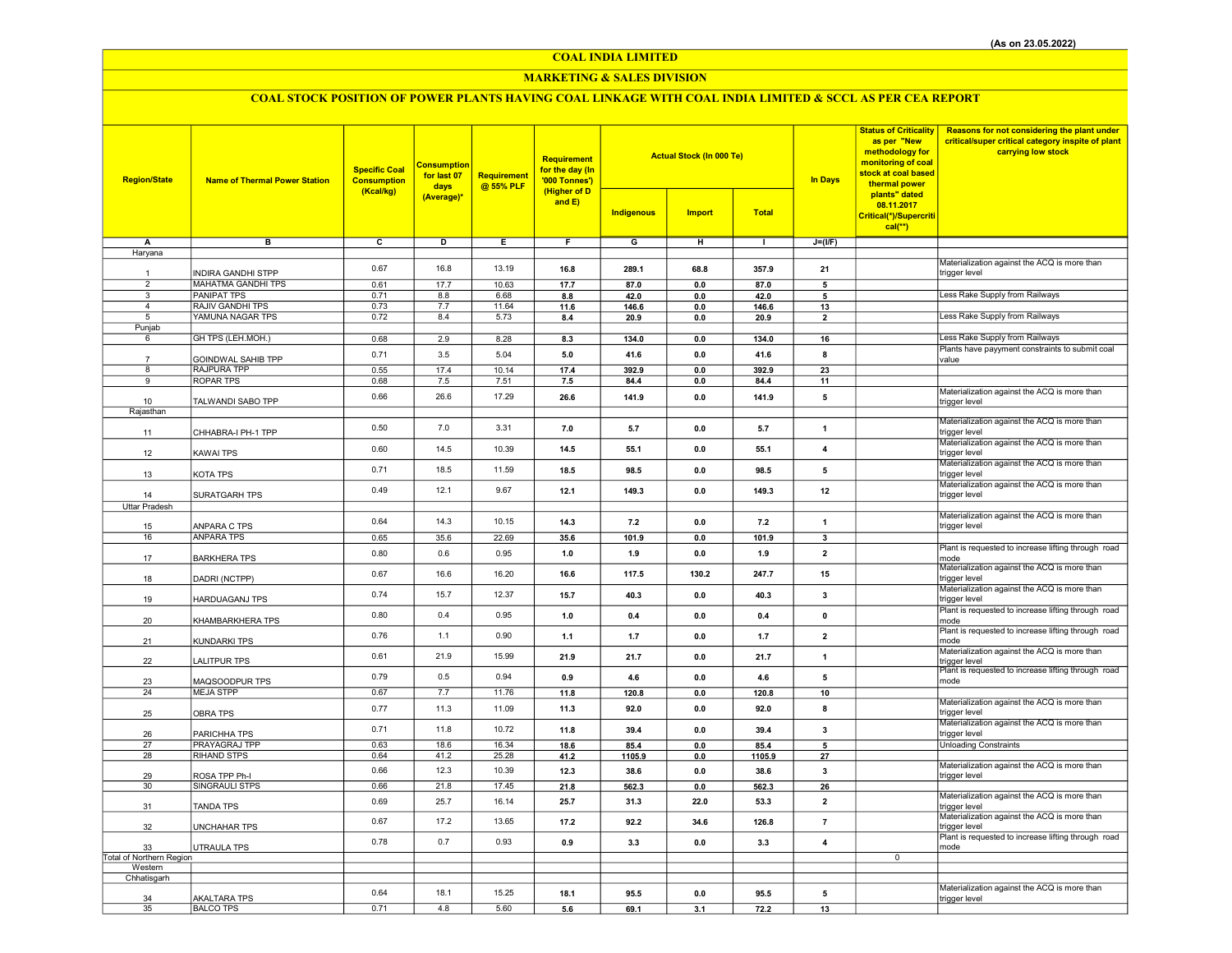(As on 23.05.2022)

# COAL INDIA LIMITED

## MARKETING & SALES DIVISION

### COAL STOCK POSITION OF POWER PLANTS HAVING COAL LINKAGE WITH COAL INDIA LIMITED & SCCL AS PER CEA REPORT

| Region/State | Name of Thermal Power Station | Specific Coal Consumption (Kcal/kg) | Consumption for last 07 days (Average)* | Requirement @ 55% PLF | Requirement for the day (In '000 Tonnes') (Higher of D and E) | Actual Stock (In 000 Te) | | | In Days | Status of Criticality as per "New methodology for monitoring of coal stock at coal based thermal power plants" dated 08.11.2017 Critical(*)/Supercritical(**) | Reasons for not considering the plant under critical/super critical category inspite of plant carrying low stock |
|---|---|---|---|---|---|---|---|---|---|---|---|
| | | | | | | Indigenous | Import | Total | | | |
| A | B | C | D | E | F | G | H | I | J=(I/F) | | |
| Haryana | | | | | | | | | | | |
| 1 | INDIRA GANDHI STPP | 0.67 | 16.8 | 13.19 | 16.8 | 289.1 | 68.8 | 357.9 | 21 | | Materialization against the ACQ is more than trigger level |
| 2 | MAHATMA GANDHI TPS | 0.61 | 17.7 | 10.63 | 17.7 | 87.0 | 0.0 | 87.0 | 5 | | |
| 3 | PANIPAT TPS | 0.71 | 8.8 | 6.68 | 8.8 | 42.0 | 0.0 | 42.0 | 5 | | Less Rake Supply from Railways |
| 4 | RAJIV GANDHI TPS | 0.73 | 7.7 | 11.64 | 11.6 | 146.6 | 0.0 | 146.6 | 13 | | |
| 5 | YAMUNA NAGAR TPS | 0.72 | 8.4 | 5.73 | 8.4 | 20.9 | 0.0 | 20.9 | 2 | | Less Rake Supply from Railways |
| Punjab | | | | | | | | | | | |
| 6 | GH TPS (LEH.MOH.) | 0.68 | 2.9 | 8.28 | 8.3 | 134.0 | 0.0 | 134.0 | 16 | | Less Rake Supply from Railways |
| 7 | GOINDWAL SAHIB TPP | 0.71 | 3.5 | 5.04 | 5.0 | 41.6 | 0.0 | 41.6 | 8 | | Plants have payyment constraints to submit coal value |
| 8 | RAJPURA TPP | 0.55 | 17.4 | 10.14 | 17.4 | 392.9 | 0.0 | 392.9 | 23 | | |
| 9 | ROPAR TPS | 0.68 | 7.5 | 7.51 | 7.5 | 84.4 | 0.0 | 84.4 | 11 | | |
| 10 | TALWANDI SABO TPP | 0.66 | 26.6 | 17.29 | 26.6 | 141.9 | 0.0 | 141.9 | 5 | | Materialization against the ACQ is more than trigger level |
| Rajasthan | | | | | | | | | | | |
| 11 | CHHABRA-I PH-1 TPP | 0.50 | 7.0 | 3.31 | 7.0 | 5.7 | 0.0 | 5.7 | 1 | | Materialization against the ACQ is more than trigger level |
| 12 | KAWAI TPS | 0.60 | 14.5 | 10.39 | 14.5 | 55.1 | 0.0 | 55.1 | 4 | | Materialization against the ACQ is more than trigger level |
| 13 | KOTA TPS | 0.71 | 18.5 | 11.59 | 18.5 | 98.5 | 0.0 | 98.5 | 5 | | Materialization against the ACQ is more than trigger level |
| 14 | SURATGARH TPS | 0.49 | 12.1 | 9.67 | 12.1 | 149.3 | 0.0 | 149.3 | 12 | | Materialization against the ACQ is more than trigger level |
| Uttar Pradesh | | | | | | | | | | | |
| 15 | ANPARA C TPS | 0.64 | 14.3 | 10.15 | 14.3 | 7.2 | 0.0 | 7.2 | 1 | | Materialization against the ACQ is more than trigger level |
| 16 | ANPARA TPS | 0.65 | 35.6 | 22.69 | 35.6 | 101.9 | 0.0 | 101.9 | 3 | | |
| 17 | BARKHERA TPS | 0.80 | 0.6 | 0.95 | 1.0 | 1.9 | 0.0 | 1.9 | 2 | | Plant is requested to increase lifting through road mode |
| 18 | DADRI (NCTPP) | 0.67 | 16.6 | 16.20 | 16.6 | 117.5 | 130.2 | 247.7 | 15 | | Materialization against the ACQ is more than trigger level |
| 19 | HARDUAGANJ TPS | 0.74 | 15.7 | 12.37 | 15.7 | 40.3 | 0.0 | 40.3 | 3 | | Materialization against the ACQ is more than trigger level |
| 20 | KHAMBARKHERA TPS | 0.80 | 0.4 | 0.95 | 1.0 | 0.4 | 0.0 | 0.4 | 0 | | Plant is requested to increase lifting through road mode |
| 21 | KUNDARKI TPS | 0.76 | 1.1 | 0.90 | 1.1 | 1.7 | 0.0 | 1.7 | 2 | | Plant is requested to increase lifting through road mode |
| 22 | LALITPUR TPS | 0.61 | 21.9 | 15.99 | 21.9 | 21.7 | 0.0 | 21.7 | 1 | | Materialization against the ACQ is more than trigger level |
| 23 | MAQSOODPUR TPS | 0.79 | 0.5 | 0.94 | 0.9 | 4.6 | 0.0 | 4.6 | 5 | | Plant is requested to increase lifting through road mode |
| 24 | MEJA STPP | 0.67 | 7.7 | 11.76 | 11.8 | 120.8 | 0.0 | 120.8 | 10 | | |
| 25 | OBRA TPS | 0.77 | 11.3 | 11.09 | 11.3 | 92.0 | 0.0 | 92.0 | 8 | | Materialization against the ACQ is more than trigger level |
| 26 | PARICHHA TPS | 0.71 | 11.8 | 10.72 | 11.8 | 39.4 | 0.0 | 39.4 | 3 | | Materialization against the ACQ is more than trigger level |
| 27 | PRAYAGRAJ TPP | 0.63 | 18.6 | 16.34 | 18.6 | 85.4 | 0.0 | 85.4 | 5 | | Unloading Constraints |
| 28 | RIHAND STPS | 0.64 | 41.2 | 25.28 | 41.2 | 1105.9 | 0.0 | 1105.9 | 27 | | |
| 29 | ROSA TPP Ph-I | 0.66 | 12.3 | 10.39 | 12.3 | 38.6 | 0.0 | 38.6 | 3 | | Materialization against the ACQ is more than trigger level |
| 30 | SINGRAULI STPS | 0.66 | 21.8 | 17.45 | 21.8 | 562.3 | 0.0 | 562.3 | 26 | | |
| 31 | TANDA TPS | 0.69 | 25.7 | 16.14 | 25.7 | 31.3 | 22.0 | 53.3 | 2 | | Materialization against the ACQ is more than trigger level |
| 32 | UNCHAHAR TPS | 0.67 | 17.2 | 13.65 | 17.2 | 92.2 | 34.6 | 126.8 | 7 | | Materialization against the ACQ is more than trigger level |
| 33 | UTRAULA TPS | 0.78 | 0.7 | 0.93 | 0.9 | 3.3 | 0.0 | 3.3 | 4 | | Plant is requested to increase lifting through road mode |
| Total of Northern Region | | | | | | | | | | 0 | |
| Western | | | | | | | | | | | |
| Chhatisgarh | | | | | | | | | | | |
| 34 | AKALTARA TPS | 0.64 | 18.1 | 15.25 | 18.1 | 95.5 | 0.0 | 95.5 | 5 | | Materialization against the ACQ is more than trigger level |
| 35 | BALCO TPS | 0.71 | 4.8 | 5.60 | 5.6 | 69.1 | 3.1 | 72.2 | 13 | | |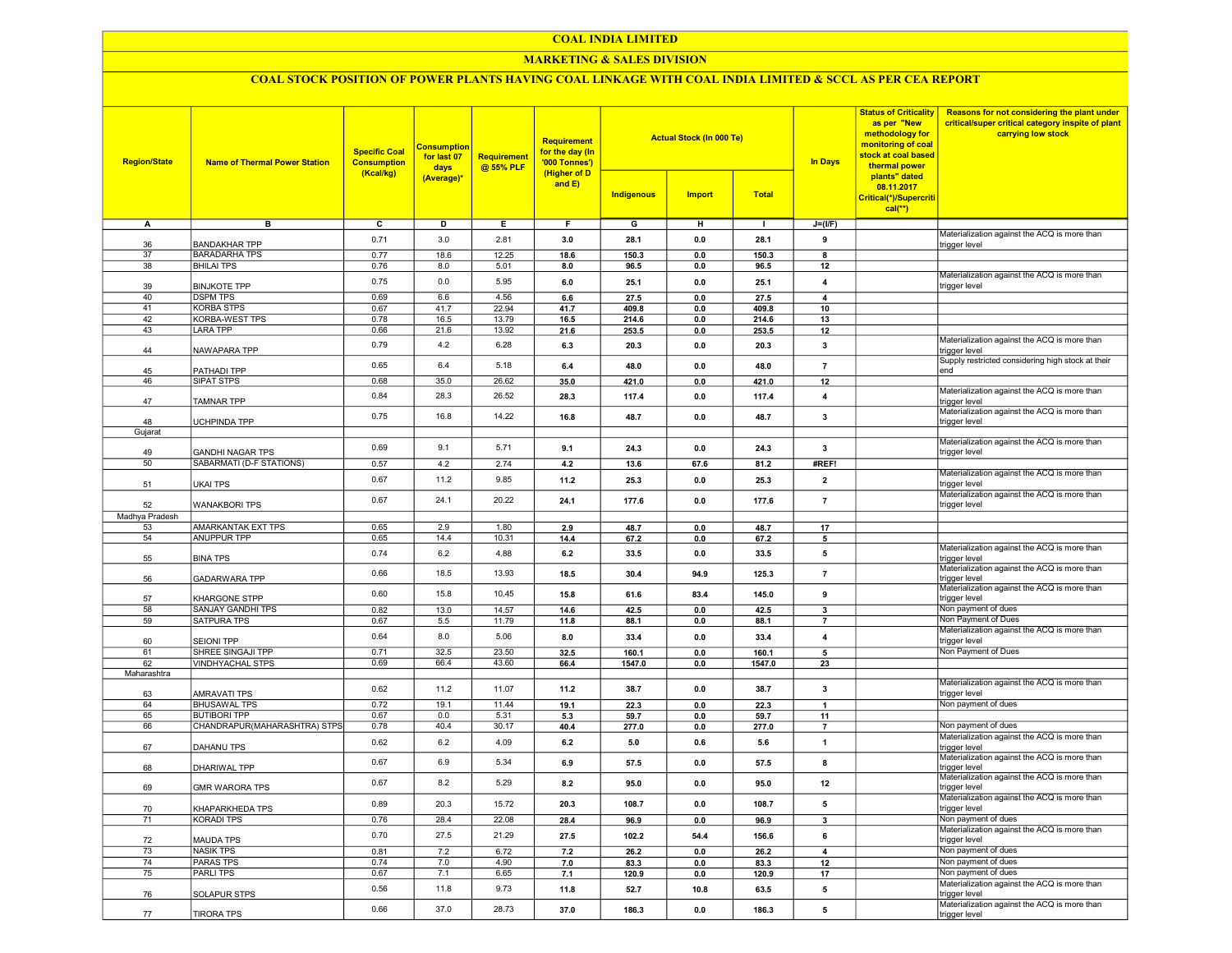# COAL INDIA LIMITED

## MARKETING & SALES DIVISION

### COAL STOCK POSITION OF POWER PLANTS HAVING COAL LINKAGE WITH COAL INDIA LIMITED & SCCL AS PER CEA REPORT

| Region/State | Name of Thermal Power Station | Specific Coal Consumption (Kcal/kg) | Consumption for last 07 days (Average)* | Requirement @ 55% PLF | Requirement for the day (In '000 Tonnes') (Higher of D and E) | Actual Stock (In 000 Te) | | | In Days | Status of Criticality as per "New methodology for monitoring of coal stock at coal based thermal power plants" dated 08.11.2017 Critical(*)/Supercritical(**) | Reasons for not considering the plant under critical/super critical category inspite of plant carrying low stock |
|---|---|---|---|---|---|---|---|---|---|---|---|
| | | | | | | Indigenous | Import | Total | | | |
| A | B | C | D | E | F | G | H | I | J=(I/F) | | |
| 36 | BANDAKHAR TPP | 0.71 | 3.0 | 2.81 | 3.0 | 28.1 | 0.0 | 28.1 | 9 | | Materialization against the ACQ is more than trigger level |
| 37 | BARADARHA TPS | 0.77 | 18.6 | 12.25 | 18.6 | 150.3 | 0.0 | 150.3 | 8 | | |
| 38 | BHILAI TPS | 0.76 | 8.0 | 5.01 | 8.0 | 96.5 | 0.0 | 96.5 | 12 | | |
| 39 | BINJKOTE TPP | 0.75 | 0.0 | 5.95 | 6.0 | 25.1 | 0.0 | 25.1 | 4 | | Materialization against the ACQ is more than trigger level |
| 40 | DSPM TPS | 0.69 | 6.6 | 4.56 | 6.6 | 27.5 | 0.0 | 27.5 | 4 | | |
| 41 | KORBA STPS | 0.67 | 41.7 | 22.94 | 41.7 | 409.8 | 0.0 | 409.8 | 10 | | |
| 42 | KORBA-WEST TPS | 0.78 | 16.5 | 13.79 | 16.5 | 214.6 | 0.0 | 214.6 | 13 | | |
| 43 | LARA TPP | 0.66 | 21.6 | 13.92 | 21.6 | 253.5 | 0.0 | 253.5 | 12 | | |
| 44 | NAWAPARA TPP | 0.79 | 4.2 | 6.28 | 6.3 | 20.3 | 0.0 | 20.3 | 3 | | Materialization against the ACQ is more than trigger level |
| 45 | PATHADI TPP | 0.65 | 6.4 | 5.18 | 6.4 | 48.0 | 0.0 | 48.0 | 7 | | Supply restricted considering high stock at their end |
| 46 | SIPAT STPS | 0.68 | 35.0 | 26.62 | 35.0 | 421.0 | 0.0 | 421.0 | 12 | | |
| 47 | TAMNAR TPP | 0.84 | 28.3 | 26.52 | 28.3 | 117.4 | 0.0 | 117.4 | 4 | | Materialization against the ACQ is more than trigger level |
| 48 | UCHPINDA TPP | 0.75 | 16.8 | 14.22 | 16.8 | 48.7 | 0.0 | 48.7 | 3 | | Materialization against the ACQ is more than trigger level |
| Gujarat | | | | | | | | | | | |
| 49 | GANDHI NAGAR TPS | 0.69 | 9.1 | 5.71 | 9.1 | 24.3 | 0.0 | 24.3 | 3 | | Materialization against the ACQ is more than trigger level |
| 50 | SABARMATI (D-F STATIONS) | 0.57 | 4.2 | 2.74 | 4.2 | 13.6 | 67.6 | 81.2 | #REF! | | |
| 51 | UKAI TPS | 0.67 | 11.2 | 9.85 | 11.2 | 25.3 | 0.0 | 25.3 | 2 | | Materialization against the ACQ is more than trigger level |
| 52 | WANAKBORI TPS | 0.67 | 24.1 | 20.22 | 24.1 | 177.6 | 0.0 | 177.6 | 7 | | Materialization against the ACQ is more than trigger level |
| Madhya Pradesh | | | | | | | | | | | |
| 53 | AMARKANTAK EXT TPS | 0.65 | 2.9 | 1.80 | 2.9 | 48.7 | 0.0 | 48.7 | 17 | | |
| 54 | ANUPPUR TPP | 0.65 | 14.4 | 10.31 | 14.4 | 67.2 | 0.0 | 67.2 | 5 | | |
| 55 | BINA TPS | 0.74 | 6.2 | 4.88 | 6.2 | 33.5 | 0.0 | 33.5 | 5 | | Materialization against the ACQ is more than trigger level |
| 56 | GADARWARA TPP | 0.66 | 18.5 | 13.93 | 18.5 | 30.4 | 94.9 | 125.3 | 7 | | Materialization against the ACQ is more than trigger level |
| 57 | KHARGONE STPP | 0.60 | 15.8 | 10.45 | 15.8 | 61.6 | 83.4 | 145.0 | 9 | | Materialization against the ACQ is more than trigger level |
| 58 | SANJAY GANDHI TPS | 0.82 | 13.0 | 14.57 | 14.6 | 42.5 | 0.0 | 42.5 | 3 | | Non payment of dues |
| 59 | SATPURA TPS | 0.67 | 5.5 | 11.79 | 11.8 | 88.1 | 0.0 | 88.1 | 7 | | Non Payment of Dues |
| 60 | SEIONI TPP | 0.64 | 8.0 | 5.06 | 8.0 | 33.4 | 0.0 | 33.4 | 4 | | Materialization against the ACQ is more than trigger level |
| 61 | SHREE SINGAJI TPP | 0.71 | 32.5 | 23.50 | 32.5 | 160.1 | 0.0 | 160.1 | 5 | | Non Payment of Dues |
| 62 | VINDHYACHAL STPS | 0.69 | 66.4 | 43.60 | 66.4 | 1547.0 | 0.0 | 1547.0 | 23 | | |
| Maharashtra | | | | | | | | | | | |
| 63 | AMRAVATI TPS | 0.62 | 11.2 | 11.07 | 11.2 | 38.7 | 0.0 | 38.7 | 3 | | Materialization against the ACQ is more than trigger level |
| 64 | BHUSAWAL TPS | 0.72 | 19.1 | 11.44 | 19.1 | 22.3 | 0.0 | 22.3 | 1 | | Non payment of dues |
| 65 | BUTIBORI TPP | 0.67 | 0.0 | 5.31 | 5.3 | 59.7 | 0.0 | 59.7 | 11 | | |
| 66 | CHANDRAPUR(MAHARASHTRA) STPS | 0.78 | 40.4 | 30.17 | 40.4 | 277.0 | 0.0 | 277.0 | 7 | | Non payment of dues |
| 67 | DAHANU TPS | 0.62 | 6.2 | 4.09 | 6.2 | 5.0 | 0.6 | 5.6 | 1 | | Materialization against the ACQ is more than trigger level |
| 68 | DHARIWAL TPP | 0.67 | 6.9 | 5.34 | 6.9 | 57.5 | 0.0 | 57.5 | 8 | | Materialization against the ACQ is more than trigger level |
| 69 | GMR WARORA TPS | 0.67 | 8.2 | 5.29 | 8.2 | 95.0 | 0.0 | 95.0 | 12 | | Materialization against the ACQ is more than trigger level |
| 70 | KHAPARKHEDA TPS | 0.89 | 20.3 | 15.72 | 20.3 | 108.7 | 0.0 | 108.7 | 5 | | Materialization against the ACQ is more than trigger level |
| 71 | KORADI TPS | 0.76 | 28.4 | 22.08 | 28.4 | 96.9 | 0.0 | 96.9 | 3 | | Non payment of dues |
| 72 | MAUDA TPS | 0.70 | 27.5 | 21.29 | 27.5 | 102.2 | 54.4 | 156.6 | 6 | | Materialization against the ACQ is more than trigger level |
| 73 | NASIK TPS | 0.81 | 7.2 | 6.72 | 7.2 | 26.2 | 0.0 | 26.2 | 4 | | Non payment of dues |
| 74 | PARAS TPS | 0.74 | 7.0 | 4.90 | 7.0 | 83.3 | 0.0 | 83.3 | 12 | | Non payment of dues |
| 75 | PARLI TPS | 0.67 | 7.1 | 6.65 | 7.1 | 120.9 | 0.0 | 120.9 | 17 | | Non payment of dues |
| 76 | SOLAPUR STPS | 0.56 | 11.8 | 9.73 | 11.8 | 52.7 | 10.8 | 63.5 | 5 | | Materialization against the ACQ is more than trigger level |
| 77 | TIRORA TPS | 0.66 | 37.0 | 28.73 | 37.0 | 186.3 | 0.0 | 186.3 | 5 | | Materialization against the ACQ is more than trigger level |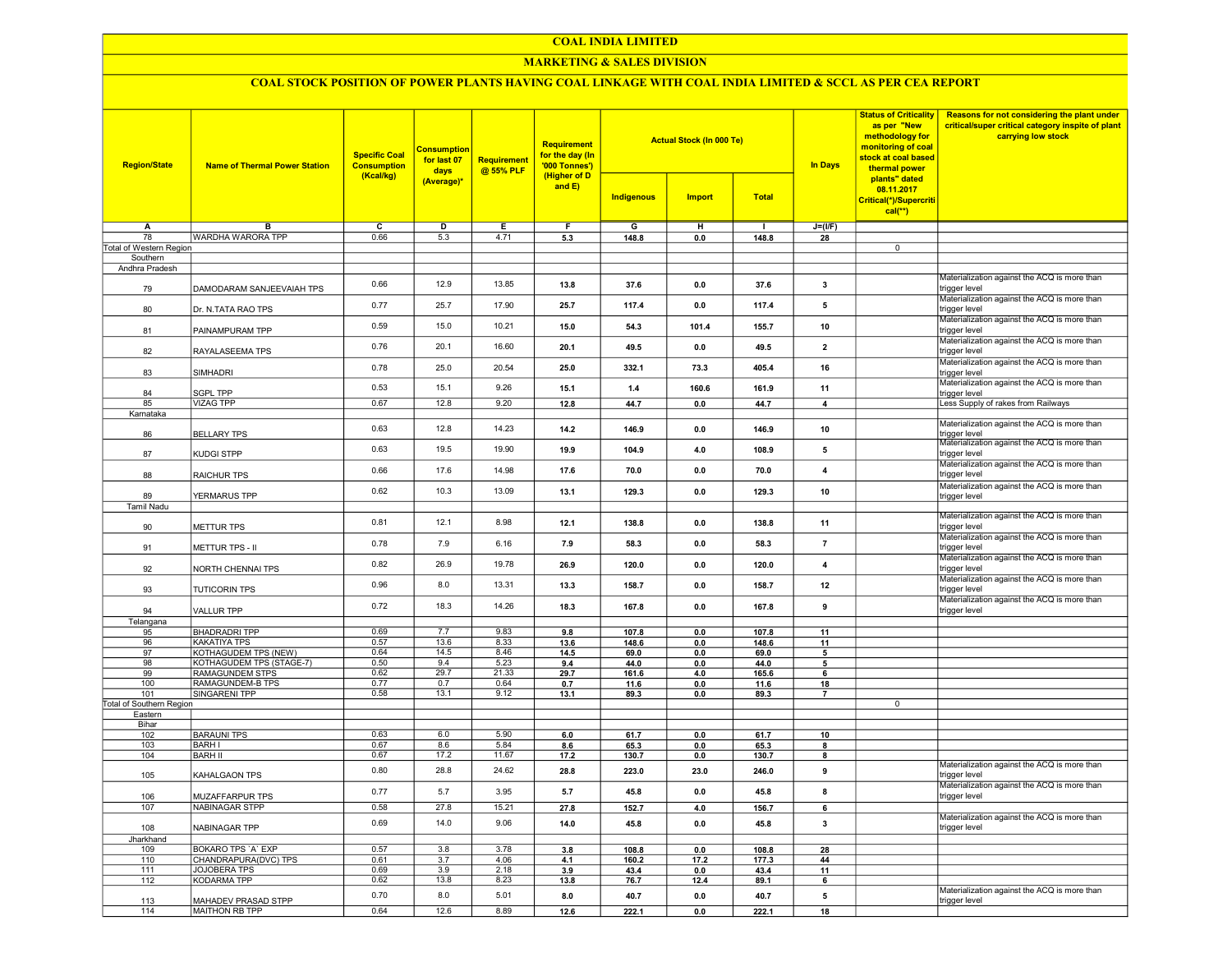# COAL INDIA LIMITED

## MARKETING & SALES DIVISION

### COAL STOCK POSITION OF POWER PLANTS HAVING COAL LINKAGE WITH COAL INDIA LIMITED & SCCL AS PER CEA REPORT

| Region/State | Name of Thermal Power Station | Specific Coal Consumption (Kcal/kg) | Consumption for last 07 days (Average)* | Requirement @ 55% PLF | Requirement for the day (In '000 Tonnes') (Higher of D and E) | Actual Stock (In 000 Te) | | | In Days | Status of Criticality as per "New methodology for monitoring of coal stock at coal based thermal power plants" dated 08.11.2017 Critical(*)/Supercritical(**) | Reasons for not considering the plant under critical/super critical category inspite of plant carrying low stock |
|---|---|---|---|---|---|---|---|---|---|---|---|
| | | | | | | Indigenous | Import | Total | | | |
| A | B | C | D | E | F | G | H | I | J=(I/F) | | |
| 78 | WARDHA WARORA TPP | 0.66 | 5.3 | 4.71 | 5.3 | 148.8 | 0.0 | 148.8 | 28 | | |
| Total of Western Region | | | | | | | | | | 0 | |
| Southern | | | | | | | | | | | |
| Andhra Pradesh | | | | | | | | | | | |
| 79 | DAMODARAM SANJEEVAIAH TPS | 0.66 | 12.9 | 13.85 | 13.8 | 37.6 | 0.0 | 37.6 | 3 | | Materialization against the ACQ is more than trigger level |
| 80 | Dr. N.TATA RAO TPS | 0.77 | 25.7 | 17.90 | 25.7 | 117.4 | 0.0 | 117.4 | 5 | | Materialization against the ACQ is more than trigger level |
| 81 | PAINAMPURAM TPP | 0.59 | 15.0 | 10.21 | 15.0 | 54.3 | 101.4 | 155.7 | 10 | | Materialization against the ACQ is more than trigger level |
| 82 | RAYALASEEMA TPS | 0.76 | 20.1 | 16.60 | 20.1 | 49.5 | 0.0 | 49.5 | 2 | | Materialization against the ACQ is more than trigger level |
| 83 | SIMHADRI | 0.78 | 25.0 | 20.54 | 25.0 | 332.1 | 73.3 | 405.4 | 16 | | Materialization against the ACQ is more than trigger level |
| 84 | SGPL TPP | 0.53 | 15.1 | 9.26 | 15.1 | 1.4 | 160.6 | 161.9 | 11 | | Materialization against the ACQ is more than trigger level |
| 85 | VIZAG TPP | 0.67 | 12.8 | 9.20 | 12.8 | 44.7 | 0.0 | 44.7 | 4 | | Less Supply of rakes from Railways |
| Karnataka | | | | | | | | | | | |
| 86 | BELLARY TPS | 0.63 | 12.8 | 14.23 | 14.2 | 146.9 | 0.0 | 146.9 | 10 | | Materialization against the ACQ is more than trigger level |
| 87 | KUDGI STPP | 0.63 | 19.5 | 19.90 | 19.9 | 104.9 | 4.0 | 108.9 | 5 | | Materialization against the ACQ is more than trigger level |
| 88 | RAICHUR TPS | 0.66 | 17.6 | 14.98 | 17.6 | 70.0 | 0.0 | 70.0 | 4 | | Materialization against the ACQ is more than trigger level |
| 89 | YERMARUS TPP | 0.62 | 10.3 | 13.09 | 13.1 | 129.3 | 0.0 | 129.3 | 10 | | Materialization against the ACQ is more than trigger level |
| Tamil Nadu | | | | | | | | | | | |
| 90 | METTUR TPS | 0.81 | 12.1 | 8.98 | 12.1 | 138.8 | 0.0 | 138.8 | 11 | | Materialization against the ACQ is more than trigger level |
| 91 | METTUR TPS - II | 0.78 | 7.9 | 6.16 | 7.9 | 58.3 | 0.0 | 58.3 | 7 | | Materialization against the ACQ is more than trigger level |
| 92 | NORTH CHENNAI TPS | 0.82 | 26.9 | 19.78 | 26.9 | 120.0 | 0.0 | 120.0 | 4 | | Materialization against the ACQ is more than trigger level |
| 93 | TUTICORIN TPS | 0.96 | 8.0 | 13.31 | 13.3 | 158.7 | 0.0 | 158.7 | 12 | | Materialization against the ACQ is more than trigger level |
| 94 | VALLUR TPP | 0.72 | 18.3 | 14.26 | 18.3 | 167.8 | 0.0 | 167.8 | 9 | | Materialization against the ACQ is more than trigger level |
| Telangana | | | | | | | | | | | |
| 95 | BHADRADRI TPP | 0.69 | 7.7 | 9.83 | 9.8 | 107.8 | 0.0 | 107.8 | 11 | | |
| 96 | KAKATIYA TPS | 0.57 | 13.6 | 8.33 | 13.6 | 148.6 | 0.0 | 148.6 | 11 | | |
| 97 | KOTHAGUDEM TPS (NEW) | 0.64 | 14.5 | 8.46 | 14.5 | 69.0 | 0.0 | 69.0 | 5 | | |
| 98 | KOTHAGUDEM TPS (STAGE-7) | 0.50 | 9.4 | 5.23 | 9.4 | 44.0 | 0.0 | 44.0 | 5 | | |
| 99 | RAMAGUNDEM STPS | 0.62 | 29.7 | 21.33 | 29.7 | 161.6 | 4.0 | 165.6 | 6 | | |
| 100 | RAMAGUNDEM-B TPS | 0.77 | 0.7 | 0.64 | 0.7 | 11.6 | 0.0 | 11.6 | 18 | | |
| 101 | SINGARENI TPP | 0.58 | 13.1 | 9.12 | 13.1 | 89.3 | 0.0 | 89.3 | 7 | | |
| Total of Southern Region | | | | | | | | | | 0 | |
| Eastern | | | | | | | | | | | |
| Bihar | | | | | | | | | | | |
| 102 | BARAUNI TPS | 0.63 | 6.0 | 5.90 | 6.0 | 61.7 | 0.0 | 61.7 | 10 | | |
| 103 | BARH I | 0.67 | 8.6 | 5.84 | 8.6 | 65.3 | 0.0 | 65.3 | 8 | | |
| 104 | BARH II | 0.67 | 17.2 | 11.67 | 17.2 | 130.7 | 0.0 | 130.7 | 8 | | |
| 105 | KAHALGAON TPS | 0.80 | 28.8 | 24.62 | 28.8 | 223.0 | 23.0 | 246.0 | 9 | | Materialization against the ACQ is more than trigger level |
| 106 | MUZAFFARPUR TPS | 0.77 | 5.7 | 3.95 | 5.7 | 45.8 | 0.0 | 45.8 | 8 | | Materialization against the ACQ is more than trigger level |
| 107 | NABINAGAR STPP | 0.58 | 27.8 | 15.21 | 27.8 | 152.7 | 4.0 | 156.7 | 6 | | |
| 108 | NABINAGAR TPP | 0.69 | 14.0 | 9.06 | 14.0 | 45.8 | 0.0 | 45.8 | 3 | | Materialization against the ACQ is more than trigger level |
| Jharkhand | | | | | | | | | | | |
| 109 | BOKARO TPS `A` EXP | 0.57 | 3.8 | 3.78 | 3.8 | 108.8 | 0.0 | 108.8 | 28 | | |
| 110 | CHANDRAPURA(DVC) TPS | 0.61 | 3.7 | 4.06 | 4.1 | 160.2 | 17.2 | 177.3 | 44 | | |
| 111 | JOJOBERA TPS | 0.69 | 3.9 | 2.18 | 3.9 | 43.4 | 0.0 | 43.4 | 11 | | |
| 112 | KODARMA TPP | 0.62 | 13.8 | 8.23 | 13.8 | 76.7 | 12.4 | 89.1 | 6 | | |
| 113 | MAHADEV PRASAD STPP | 0.70 | 8.0 | 5.01 | 8.0 | 40.7 | 0.0 | 40.7 | 5 | | Materialization against the ACQ is more than trigger level |
| 114 | MAITHON RB TPP | 0.64 | 12.6 | 8.89 | 12.6 | 222.1 | 0.0 | 222.1 | 18 | | |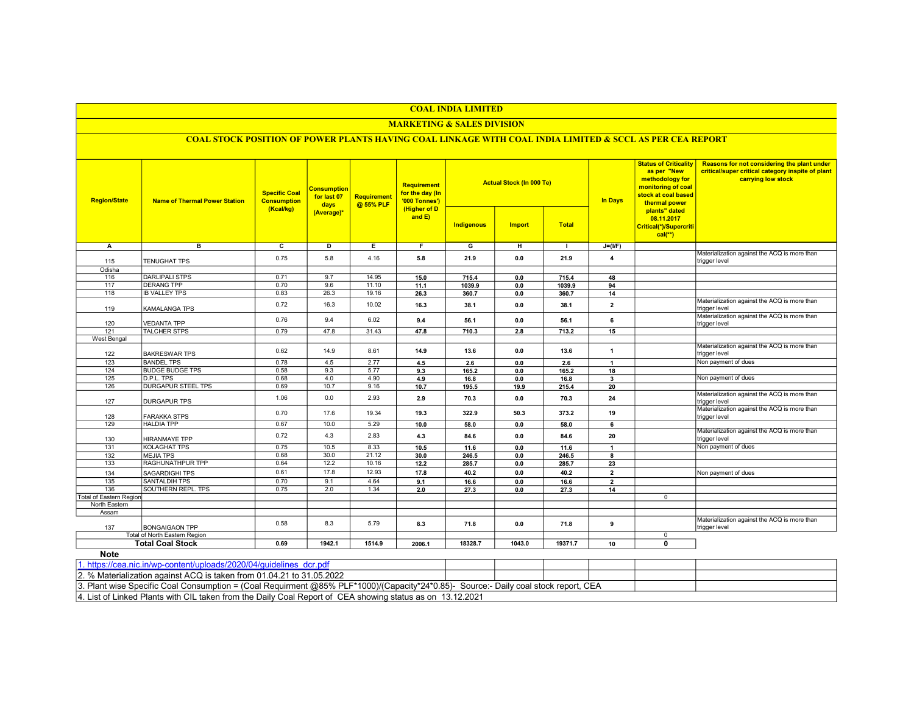# COAL INDIA LIMITED

## MARKETING & SALES DIVISION

### COAL STOCK POSITION OF POWER PLANTS HAVING COAL LINKAGE WITH COAL INDIA LIMITED & SCCL AS PER CEA REPORT

| Region/State | Name of Thermal Power Station | Specific Coal Consumption (Kcal/kg) | Consumption for last 07 days (Average)* | Requirement @ 55% PLF | Requirement for the day (In '000 Tonnes') (Higher of D and E) | Actual Stock (In 000 Te) | | | In Days | Status of Criticality as per "New methodology for monitoring of coal stock at coal based thermal power plants" dated 08.11.2017 Critical(*)/Supercritical(**) | Reasons for not considering the plant under critical/super critical category inspite of plant carrying low stock |
|---|---|---|---|---|---|---|---|---|---|---|---|
| | | | | | | Indigenous | Import | Total | | | |
| A | B | C | D | E | F | G | H | I | J=(I/F) | | |
| 115 | TENUGHAT TPS | 0.75 | 5.8 | 4.16 | 5.8 | 21.9 | 0.0 | 21.9 | 4 | | Materialization against the ACQ is more than trigger level |
| Odisha | | | | | | | | | | | |
| 116 | DARLIPALI STPS | 0.71 | 9.7 | 14.95 | 15.0 | 715.4 | 0.0 | 715.4 | 48 | | |
| 117 | DERANG TPP | 0.70 | 9.6 | 11.10 | 11.1 | 1039.9 | 0.0 | 1039.9 | 94 | | |
| 118 | IB VALLEY TPS | 0.83 | 26.3 | 19.16 | 26.3 | 360.7 | 0.0 | 360.7 | 14 | | |
| 119 | KAMALANGA TPS | 0.72 | 16.3 | 10.02 | 16.3 | 38.1 | 0.0 | 38.1 | 2 | | Materialization against the ACQ is more than trigger level |
| 120 | VEDANTA TPP | 0.76 | 9.4 | 6.02 | 9.4 | 56.1 | 0.0 | 56.1 | 6 | | Materialization against the ACQ is more than trigger level |
| 121 | TALCHER STPS | 0.79 | 47.8 | 31.43 | 47.8 | 710.3 | 2.8 | 713.2 | 15 | | |
| West Bengal | | | | | | | | | | | |
| 122 | BAKRESWAR TPS | 0.62 | 14.9 | 8.61 | 14.9 | 13.6 | 0.0 | 13.6 | 1 | | Materialization against the ACQ is more than trigger level |
| 123 | BANDEL TPS | 0.78 | 4.5 | 2.77 | 4.5 | 2.6 | 0.0 | 2.6 | 1 | | Non payment of dues |
| 124 | BUDGE BUDGE TPS | 0.58 | 9.3 | 5.77 | 9.3 | 165.2 | 0.0 | 165.2 | 18 | | |
| 125 | D.P.L. TPS | 0.68 | 4.0 | 4.90 | 4.9 | 16.8 | 0.0 | 16.8 | 3 | | Non payment of dues |
| 126 | DURGAPUR STEEL TPS | 0.69 | 10.7 | 9.16 | 10.7 | 195.5 | 19.9 | 215.4 | 20 | | |
| 127 | DURGAPUR TPS | 1.06 | 0.0 | 2.93 | 2.9 | 70.3 | 0.0 | 70.3 | 24 | | Materialization against the ACQ is more than trigger level |
| 128 | FARAKKA STPS | 0.70 | 17.6 | 19.34 | 19.3 | 322.9 | 50.3 | 373.2 | 19 | | Materialization against the ACQ is more than trigger level |
| 129 | HALDIA TPP | 0.67 | 10.0 | 5.29 | 10.0 | 58.0 | 0.0 | 58.0 | 6 | | |
| 130 | HIRANMAYE TPP | 0.72 | 4.3 | 2.83 | 4.3 | 84.6 | 0.0 | 84.6 | 20 | | Materialization against the ACQ is more than trigger level |
| 131 | KOLAGHAT TPS | 0.75 | 10.5 | 8.33 | 10.5 | 11.6 | 0.0 | 11.6 | 1 | | Non payment of dues |
| 132 | MEJIA TPS | 0.68 | 30.0 | 21.12 | 30.0 | 246.5 | 0.0 | 246.5 | 8 | | |
| 133 | RAGHUNATHPUR TPP | 0.64 | 12.2 | 10.16 | 12.2 | 285.7 | 0.0 | 285.7 | 23 | | |
| 134 | SAGARDIGHI TPS | 0.61 | 17.8 | 12.93 | 17.8 | 40.2 | 0.0 | 40.2 | 2 | | Non payment of dues |
| 135 | SANTALDIH TPS | 0.70 | 9.1 | 4.64 | 9.1 | 16.6 | 0.0 | 16.6 | 2 | | |
| 136 | SOUTHERN REPL. TPS | 0.75 | 2.0 | 1.34 | 2.0 | 27.3 | 0.0 | 27.3 | 14 | | |
| Total of Eastern Region | | | | | | | | | | 0 | |
| North Eastern | | | | | | | | | | | |
| Assam | | | | | | | | | | | |
| 137 | BONGAIGAON TPP | 0.58 | 8.3 | 5.79 | 8.3 | 71.8 | 0.0 | 71.8 | 9 | | Materialization against the ACQ is more than trigger level |
| Total of North Eastern Region | | | | | | | | | | 0 | |
| **Total Coal Stock** | | **0.69** | **1942.1** | **1514.9** | **2006.1** | **18328.7** | **1043.0** | **19371.7** | **10** | **0** | |

**Note**

1. https://cea.nic.in/wp-content/uploads/2020/04/guidelines_dcr.pdf
2. % Materialization against ACQ is taken from 01.04.21 to 31.05.2022
3. Plant wise Specific Coal Consumption = (Coal Requirment @85% PLF*1000)/(Capacity*24*0.85)- Source:- Daily coal stock report, CEA
4. List of Linked Plants with CIL taken from the Daily Coal Report of CEA showing status as on 13.12.2021